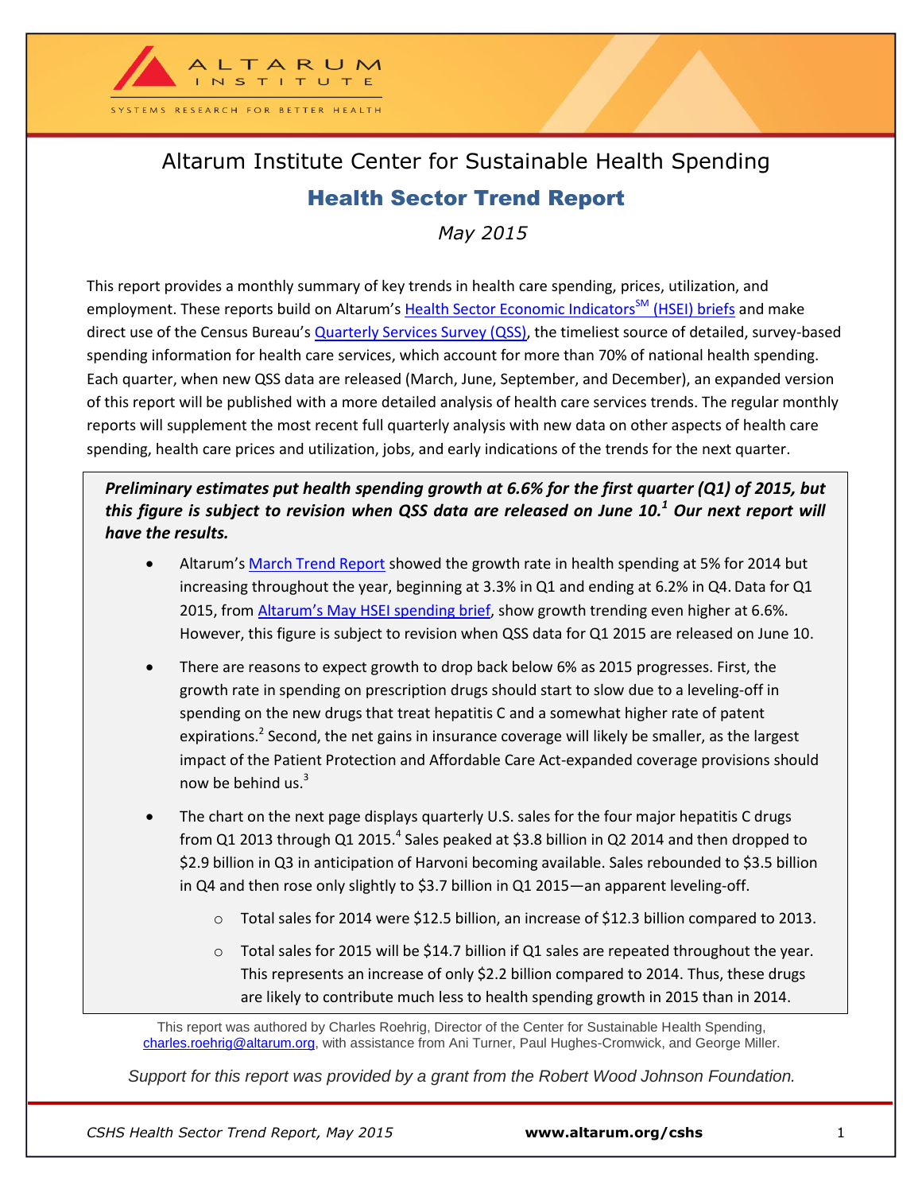ALTARUM INSTITUTE

SYSTEMS RESEARCH FOR BETTER HEALTH

# Altarum Institute Center for Sustainable Health Spending

## Health Sector Trend Report

*May 2015*

This report provides a monthly summary of key trends in health care spending, prices, utilization, and employment. These reports build on Altarum's Health Sector Economic Indicators[SM] (HSEI) briefs and make direct use of the Census Bureau's Quarterly Services Survey (QSS), the timeliest source of detailed, survey-based spending information for health care services, which account for more than 70% of national health spending. Each quarter, when new QSS data are released (March, June, September, and December), an expanded version of this report will be published with a more detailed analysis of health care services trends. The regular monthly reports will supplement the most recent full quarterly analysis with new data on other aspects of health care spending, health care prices and utilization, jobs, and early indications of the trends for the next quarter.

***Preliminary estimates put health spending growth at 6.6% for the first quarter (Q1) of 2015, but this figure is subject to revision when QSS data are released on June 10.[1] Our next report will have the results.***

- Altarum's March Trend Report showed the growth rate in health spending at 5% for 2014 but increasing throughout the year, beginning at 3.3% in Q1 and ending at 6.2% in Q4. Data for Q1 2015, from Altarum's May HSEI spending brief, show growth trending even higher at 6.6%. However, this figure is subject to revision when QSS data for Q1 2015 are released on June 10.
- There are reasons to expect growth to drop back below 6% as 2015 progresses. First, the growth rate in spending on prescription drugs should start to slow due to a leveling-off in spending on the new drugs that treat hepatitis C and a somewhat higher rate of patent expirations.[2] Second, the net gains in insurance coverage will likely be smaller, as the largest impact of the Patient Protection and Affordable Care Act-expanded coverage provisions should now be behind us.[3]
- The chart on the next page displays quarterly U.S. sales for the four major hepatitis C drugs from Q1 2013 through Q1 2015.[4] Sales peaked at $3.8 billion in Q2 2014 and then dropped to $2.9 billion in Q3 in anticipation of Harvoni becoming available. Sales rebounded to $3.5 billion in Q4 and then rose only slightly to $3.7 billion in Q1 2015—an apparent leveling-off.
  - Total sales for 2014 were $12.5 billion, an increase of $12.3 billion compared to 2013.
  - Total sales for 2015 will be $14.7 billion if Q1 sales are repeated throughout the year. This represents an increase of only $2.2 billion compared to 2014. Thus, these drugs are likely to contribute much less to health spending growth in 2015 than in 2014.

This report was authored by Charles Roehrig, Director of the Center for Sustainable Health Spending, charles.roehrig@altarum.org, with assistance from Ani Turner, Paul Hughes-Cromwick, and George Miller.

*Support for this report was provided by a grant from the Robert Wood Johnson Foundation.*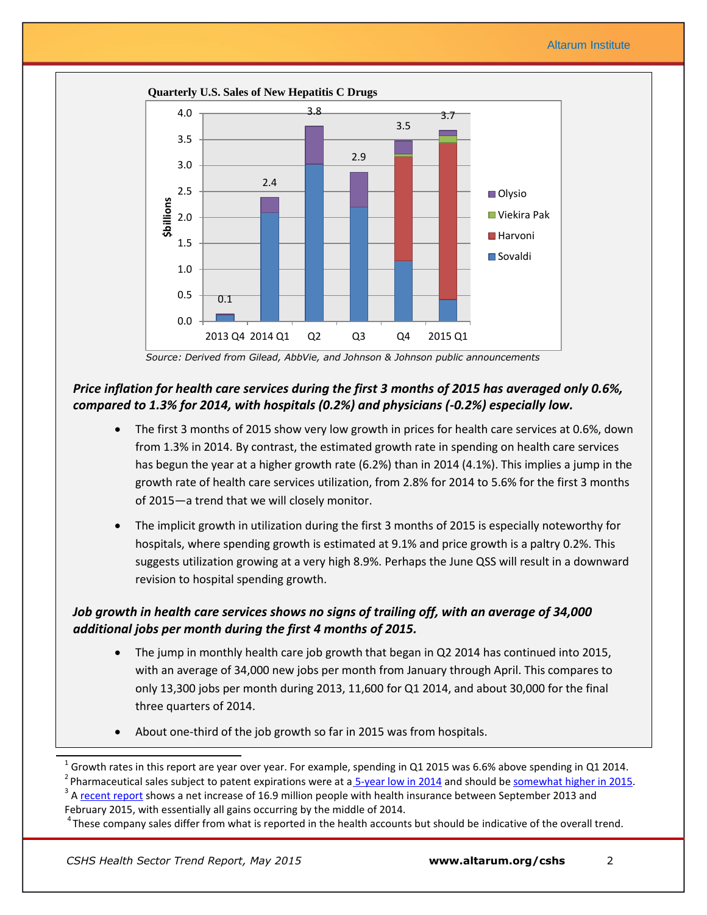**Quarterly U.S. Sales of New Hepatitis C Drugs**

$billions

4.0
3.5
3.0
2.5
2.0
1.5
1.0
0.5
0.0

2013 Q4 2014 Q1 Q2 Q3 Q4 2015 Q1

0.1
2.4
3.8
2.9
3.5
3.7

Olysio
Viekira Pak
Harvoni
Sovaldi

*Source: Derived from Gilead, AbbVie, and Johnson & Johnson public announcements*

***Price inflation for health care services during the first 3 months of 2015 has averaged only 0.6%, compared to 1.3% for 2014, with hospitals (0.2%) and physicians (-0.2%) especially low.***

- The first 3 months of 2015 show very low growth in prices for health care services at 0.6%, down from 1.3% in 2014. By contrast, the estimated growth rate in spending on health care services has begun the year at a higher growth rate (6.2%) than in 2014 (4.1%). This implies a jump in the growth rate of health care services utilization, from 2.8% for 2014 to 5.6% for the first 3 months of 2015—a trend that we will closely monitor.
- The implicit growth in utilization during the first 3 months of 2015 is especially noteworthy for hospitals, where spending growth is estimated at 9.1% and price growth is a paltry 0.2%. This suggests utilization growing at a very high 8.9%. Perhaps the June QSS will result in a downward revision to hospital spending growth.

***Job growth in health care services shows no signs of trailing off, with an average of 34,000 additional jobs per month during the first 4 months of 2015.***

- The jump in monthly health care job growth that began in Q2 2014 has continued into 2015, with an average of 34,000 new jobs per month from January through April. This compares to only 13,300 jobs per month during 2013, 11,600 for Q1 2014, and about 30,000 for the final three quarters of 2014.
- About one-third of the job growth so far in 2015 was from hospitals.

[1] Growth rates in this report are year over year. For example, spending in Q1 2015 was 6.6% above spending in Q1 2014.

[2] Pharmaceutical sales subject to patent expirations were at a 5-year low in 2014 and should be somewhat higher in 2015.

[3] A recent report shows a net increase of 16.9 million people with health insurance between September 2013 and February 2015, with essentially all gains occurring by the middle of 2014.

[4] These company sales differ from what is reported in the health accounts but should be indicative of the overall trend.